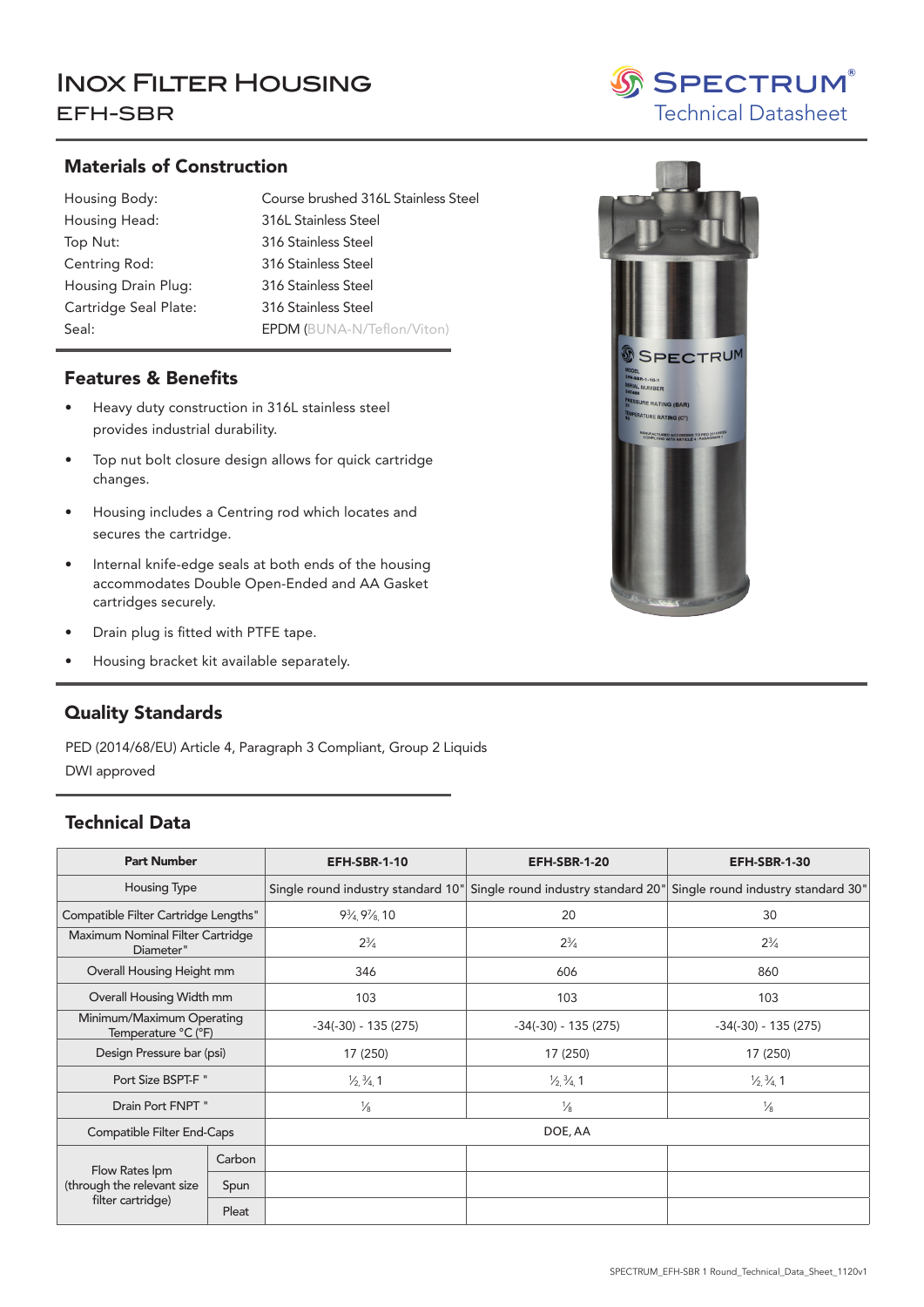# Inox Filter Housing

## EFH-SBR

SPECTRUM® Technical Datasheet

## Materials of Construction

| | |
|---|---|
| Housing Body: | Course brushed 316L Stainless Steel |
| Housing Head: | 316L Stainless Steel |
| Top Nut: | 316 Stainless Steel |
| Centring Rod: | 316 Stainless Steel |
| Housing Drain Plug: | 316 Stainless Steel |
| Cartridge Seal Plate: | 316 Stainless Steel |
| Seal: | EPDM (BUNA-N/Teflon/Viton) |

## Features & Benefits

- Heavy duty construction in 316L stainless steel provides industrial durability.
- Top nut bolt closure design allows for quick cartridge changes.
- Housing includes a Centring rod which locates and secures the cartridge.
- Internal knife-edge seals at both ends of the housing accommodates Double Open-Ended and AA Gasket cartridges securely.
- Drain plug is fitted with PTFE tape.
- Housing bracket kit available separately.

## Quality Standards

PED (2014/68/EU) Article 4, Paragraph 3 Compliant, Group 2 Liquids

DWI approved

## Technical Data

| Part Number | | EFH-SBR-1-10 | EFH-SBR-1-20 | EFH-SBR-1-30 |
|---|---|---|---|---|
| Housing Type | | Single round industry standard 10" | Single round industry standard 20" | Single round industry standard 30" |
| Compatible Filter Cartridge Lengths" | | 9¾, 9⅞, 10 | 20 | 30 |
| Maximum Nominal Filter Cartridge Diameter" | | 2¾ | 2¾ | 2¾ |
| Overall Housing Height mm | | 346 | 606 | 860 |
| Overall Housing Width mm | | 103 | 103 | 103 |
| Minimum/Maximum Operating Temperature °C (°F) | | -34(-30) - 135 (275) | -34(-30) - 135 (275) | -34(-30) - 135 (275) |
| Design Pressure bar (psi) | | 17 (250) | 17 (250) | 17 (250) |
| Port Size BSPT-F " | | ½, ¾, 1 | ½, ¾, 1 | ½, ¾, 1 |
| Drain Port FNPT " | | ⅛ | ⅛ | ⅛ |
| Compatible Filter End-Caps | | DOE, AA | | |
| Flow Rates lpm (through the relevant size filter cartridge) | Carbon | | | |
| | Spun | | | |
| | Pleat | | | |

SPECTRUM_EFH-SBR 1 Round_Technical_Data_Sheet_1120v1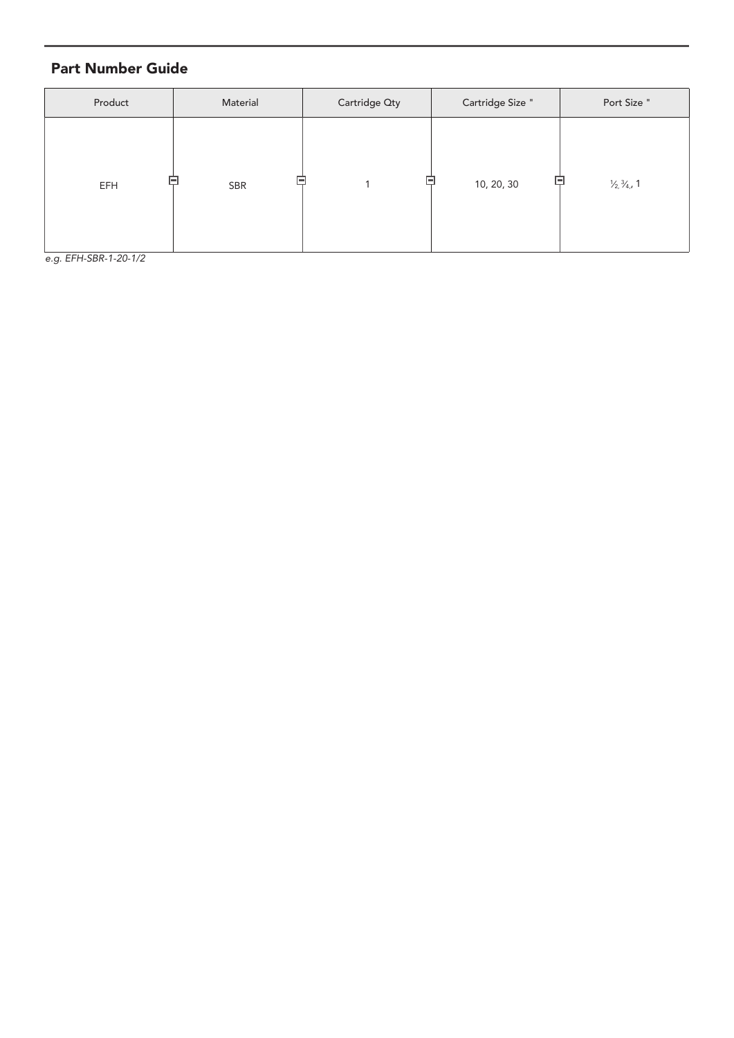## Part Number Guide

| Product | Material | Cartridge Qty | Cartridge Size " | Port Size " |
|---|---|---|---|---|
| EFH | SBR | 1 | 10, 20, 30 | ½, ¾, 1 |

*e.g. EFH-SBR-1-20-1/2*